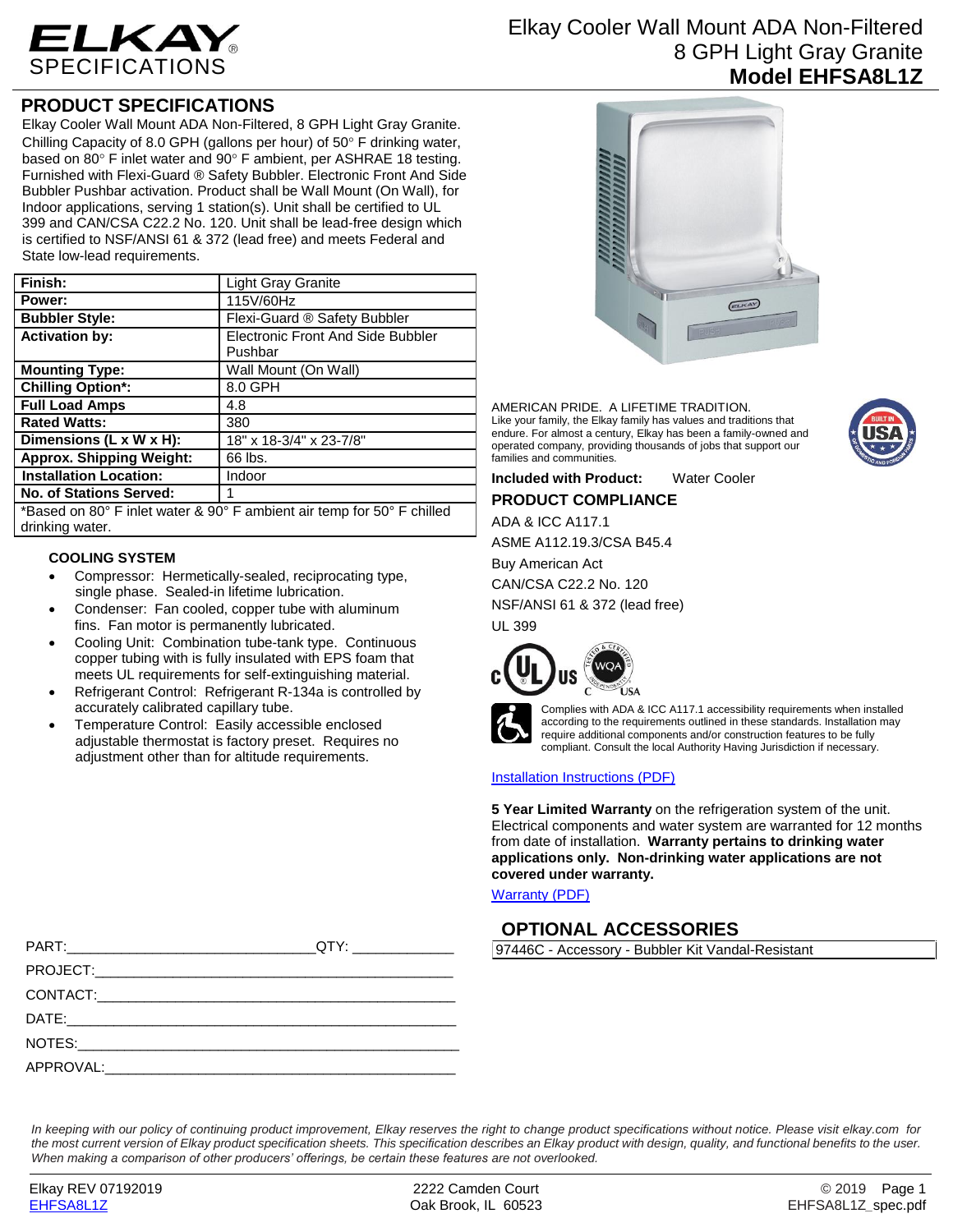# ELKAY SPECIFICATIONS

Elkay Cooler Wall Mount ADA Non-Filtered 8 GPH Light Gray Granite
**Model EHFSA8L1Z**

## PRODUCT SPECIFICATIONS

Elkay Cooler Wall Mount ADA Non-Filtered, 8 GPH Light Gray Granite. Chilling Capacity of 8.0 GPH (gallons per hour) of 50° F drinking water, based on 80° F inlet water and 90° F ambient, per ASHRAE 18 testing. Furnished with Flexi-Guard ® Safety Bubbler. Electronic Front And Side Bubbler Pushbar activation. Product shall be Wall Mount (On Wall), for Indoor applications, serving 1 station(s). Unit shall be certified to UL 399 and CAN/CSA C22.2 No. 120. Unit shall be lead-free design which is certified to NSF/ANSI 61 & 372 (lead free) and meets Federal and State low-lead requirements.

| | |
|---|---|
| **Finish:** | Light Gray Granite |
| **Power:** | 115V/60Hz |
| **Bubbler Style:** | Flexi-Guard ® Safety Bubbler |
| **Activation by:** | Electronic Front And Side Bubbler Pushbar |
| **Mounting Type:** | Wall Mount (On Wall) |
| **Chilling Option*:** | 8.0 GPH |
| **Full Load Amps** | 4.8 |
| **Rated Watts:** | 380 |
| **Dimensions (L x W x H):** | 18" x 18-3/4" x 23-7/8" |
| **Approx. Shipping Weight:** | 66 lbs. |
| **Installation Location:** | Indoor |
| **No. of Stations Served:** | 1 |

*Based on 80° F inlet water & 90° F ambient air temp for 50° F chilled drinking water.

### COOLING SYSTEM

- Compressor: Hermetically-sealed, reciprocating type, single phase. Sealed-in lifetime lubrication.
- Condenser: Fan cooled, copper tube with aluminum fins. Fan motor is permanently lubricated.
- Cooling Unit: Combination tube-tank type. Continuous copper tubing with is fully insulated with EPS foam that meets UL requirements for self-extinguishing material.
- Refrigerant Control: Refrigerant R-134a is controlled by accurately calibrated capillary tube.
- Temperature Control: Easily accessible enclosed adjustable thermostat is factory preset. Requires no adjustment other than for altitude requirements.

AMERICAN PRIDE. A LIFETIME TRADITION.
Like your family, the Elkay family has values and traditions that endure. For almost a century, Elkay has been a family-owned and operated company, providing thousands of jobs that support our families and communities.

**Included with Product:** Water Cooler

## PRODUCT COMPLIANCE

ADA & ICC A117.1

ASME A112.19.3/CSA B45.4

Buy American Act

CAN/CSA C22.2 No. 120

NSF/ANSI 61 & 372 (lead free)

UL 399

Complies with ADA & ICC A117.1 accessibility requirements when installed according to the requirements outlined in these standards. Installation may require additional components and/or construction features to be fully compliant. Consult the local Authority Having Jurisdiction if necessary.

Installation Instructions (PDF)

**5 Year Limited Warranty** on the refrigeration system of the unit. Electrical components and water system are warranted for 12 months from date of installation. **Warranty pertains to drinking water applications only. Non-drinking water applications are not covered under warranty.**

Warranty (PDF)

## OPTIONAL ACCESSORIES

97446C - Accessory - Bubbler Kit Vandal-Resistant

PART:_______________________________QTY: ____________

PROJECT:_____________________________________________

CONTACT:_____________________________________________

DATE:________________________________________________

NOTES:_______________________________________________

APPROVAL:____________________________________________

*In keeping with our policy of continuing product improvement, Elkay reserves the right to change product specifications without notice. Please visit elkay.com for the most current version of Elkay product specification sheets. This specification describes an Elkay product with design, quality, and functional benefits to the user. When making a comparison of other producers' offerings, be certain these features are not overlooked.*

Elkay REV 07192019
EHFSA8L1Z

2222 Camden Court
Oak Brook, IL 60523

© 2019
EHFSA8L1Z_spec.pdf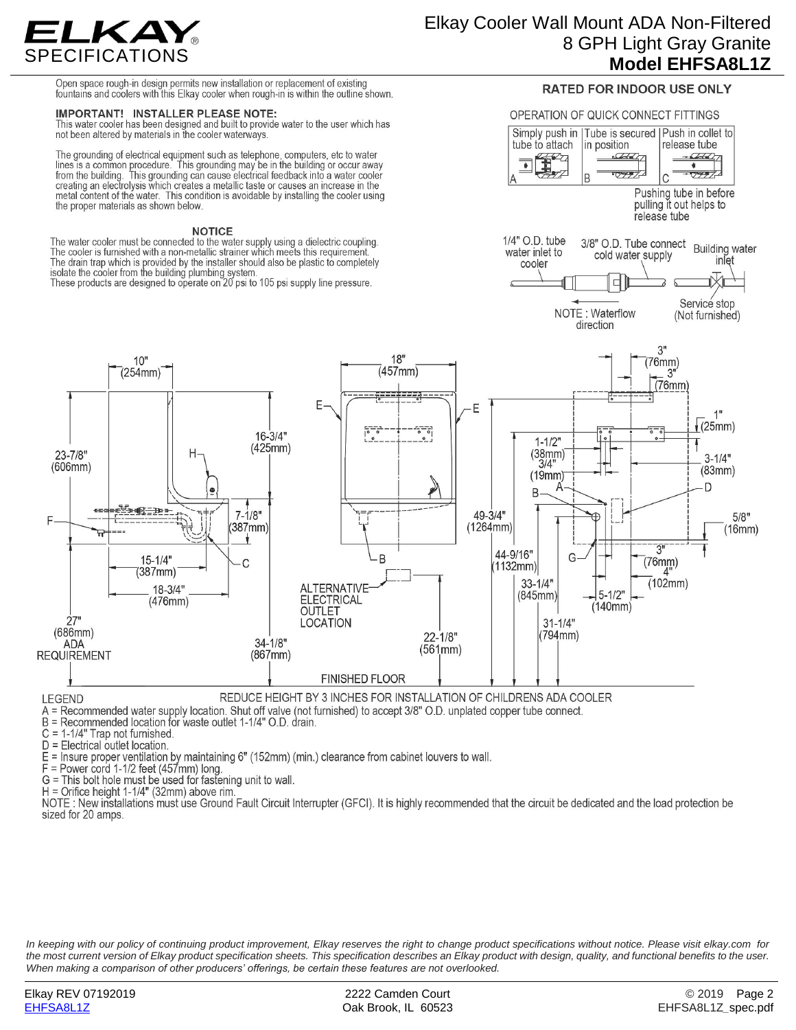# Elkay Cooler Wall Mount ADA Non-Filtered 8 GPH Light Gray Granite

## Model EHFSA8L1Z

Open space rough-in design permits new installation or replacement of existing fountains and coolers with this Elkay cooler when rough-in is within the outline shown.

**IMPORTANT! INSTALLER PLEASE NOTE:**
This water cooler has been designed and built to provide water to the user which has not been altered by materials in the cooler waterways.

The grounding of electrical equipment such as telephone, computers, etc to water lines is a common procedure. This grounding may be in the building or occur away from the building. This grounding can cause electrical feedback into a water cooler creating an electrolysis which creates a metallic taste or causes an increase in the metal content of the water. This condition is avoidable by installing the cooler using the proper materials as shown below.

**NOTICE**

The water cooler must be connected to the water supply using a dielectric coupling. The cooler is furnished with a non-metallic strainer which meets this requirement. The drain trap which is provided by the installer should also be plastic to completely isolate the cooler from the building plumbing system.
These products are designed to operate on 20 psi to 105 psi supply line pressure.

**RATED FOR INDOOR USE ONLY**

OPERATION OF QUICK CONNECT FITTINGS

Simply push in tube to attach
Tube is secured in position
Push in collet to release tube
A
B
C

Pushing tube in before pulling it out helps to release tube

1/4" O.D. tube water inlet to cooler
3/8" O.D. Tube connect cold water supply
Building water inlet
NOTE : Waterflow direction
Service stop (Not furnished)

10" (254mm)
18" (457mm)
3" (76mm)
3" (76mm)
1" (25mm)
23-7/8" (606mm)
16-3/4" (425mm)
1-1/2" (38mm)
3/4" (19mm)
3-1/4" (83mm)
7-1/8" (387mm)
49-3/4" (1264mm)
5/8" (16mm)
15-1/4" (387mm)
44-9/16" (1132mm)
3" (76mm)
4" (102mm)
18-3/4" (476mm)
33-1/4" (845mm)
5-1/2" (140mm)
ALTERNATIVE ELECTRICAL OUTLET LOCATION
27" (686mm) ADA REQUIREMENT
34-1/8" (867mm)
22-1/8" (561mm)
31-1/4" (794mm)
FINISHED FLOOR
A B C D E F G H

REDUCE HEIGHT BY 3 INCHES FOR INSTALLATION OF CHILDRENS ADA COOLER

LEGEND

A = Recommended water supply location. Shut off valve (not furnished) to accept 3/8" O.D. unplated copper tube connect.
B = Recommended location for waste outlet 1-1/4" O.D. drain.
C = 1-1/4" Trap not furnished.
D = Electrical outlet location.
E = Insure proper ventilation by maintaining 6" (152mm) (min.) clearance from cabinet louvers to wall.
F = Power cord 1-1/2 feet (457mm) long.
G = This bolt hole must be used for fastening unit to wall.
H = Orifice height 1-1/4" (32mm) above rim.

NOTE : New installations must use Ground Fault Circuit Interrupter (GFCI). It is highly recommended that the circuit be dedicated and the load protection be sized for 20 amps.

*In keeping with our policy of continuing product improvement, Elkay reserves the right to change product specifications without notice. Please visit elkay.com for the most current version of Elkay product specification sheets. This specification describes an Elkay product with design, quality, and functional benefits to the user. When making a comparison of other producers' offerings, be certain these features are not overlooked.*

Elkay REV 07192019
EHFSA8L1Z
2222 Camden Court
Oak Brook, IL 60523
© 2019
EHFSA8L1Z_spec.pdf